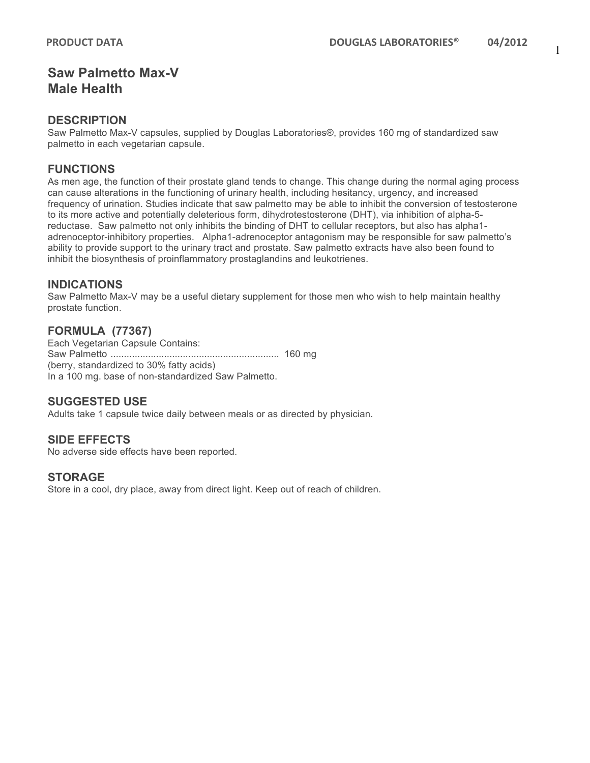# Saw Palmetto Max-V
# Male Health

## DESCRIPTION

Saw Palmetto Max-V capsules, supplied by Douglas Laboratories®, provides 160 mg of standardized saw palmetto in each vegetarian capsule.

## FUNCTIONS

As men age, the function of their prostate gland tends to change. This change during the normal aging process can cause alterations in the functioning of urinary health, including hesitancy, urgency, and increased frequency of urination. Studies indicate that saw palmetto may be able to inhibit the conversion of testosterone to its more active and potentially deleterious form, dihydrotestosterone (DHT), via inhibition of alpha-5-reductase. Saw palmetto not only inhibits the binding of DHT to cellular receptors, but also has alpha1-adrenoceptor-inhibitory properties. Alpha1-adrenoceptor antagonism may be responsible for saw palmetto's ability to provide support to the urinary tract and prostate. Saw palmetto extracts have also been found to inhibit the biosynthesis of proinflammatory prostaglandins and leukotrienes.

## INDICATIONS

Saw Palmetto Max-V may be a useful dietary supplement for those men who wish to help maintain healthy prostate function.

## FORMULA (77367)

Each Vegetarian Capsule Contains:
Saw Palmetto .............................................................. 160 mg
(berry, standardized to 30% fatty acids)
In a 100 mg. base of non-standardized Saw Palmetto.

## SUGGESTED USE

Adults take 1 capsule twice daily between meals or as directed by physician.

## SIDE EFFECTS

No adverse side effects have been reported.

## STORAGE

Store in a cool, dry place, away from direct light. Keep out of reach of children.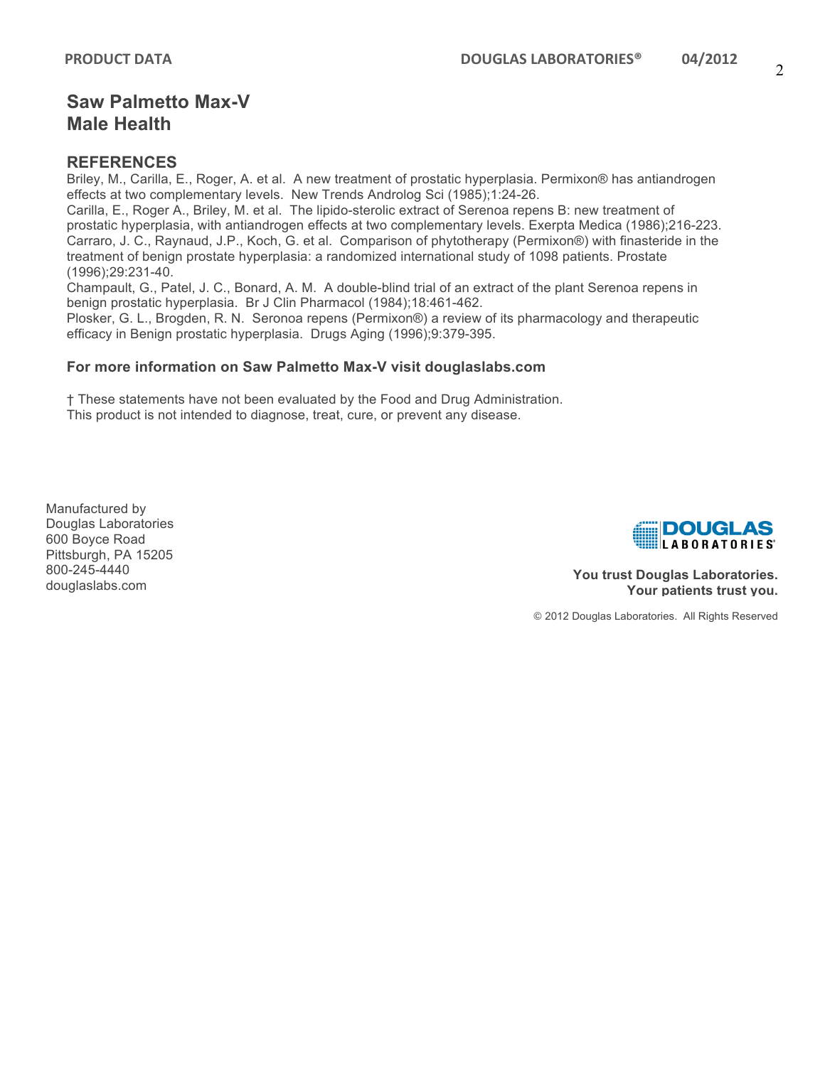# Saw Palmetto Max-V
## Male Health

### REFERENCES

Briley, M., Carilla, E., Roger, A. et al. A new treatment of prostatic hyperplasia. Permixon® has antiandrogen effects at two complementary levels. New Trends Androlog Sci (1985);1:24-26.

Carilla, E., Roger A., Briley, M. et al. The lipido-sterolic extract of Serenoa repens B: new treatment of prostatic hyperplasia, with antiandrogen effects at two complementary levels. Exerpta Medica (1986);216-223.

Carraro, J. C., Raynaud, J.P., Koch, G. et al. Comparison of phytotherapy (Permixon®) with finasteride in the treatment of benign prostate hyperplasia: a randomized international study of 1098 patients. Prostate (1996);29:231-40.

Champault, G., Patel, J. C., Bonard, A. M. A double-blind trial of an extract of the plant Serenoa repens in benign prostatic hyperplasia. Br J Clin Pharmacol (1984);18:461-462.

Plosker, G. L., Brogden, R. N. Seronoa repens (Permixon®) a review of its pharmacology and therapeutic efficacy in Benign prostatic hyperplasia. Drugs Aging (1996);9:379-395.

**For more information on Saw Palmetto Max-V visit douglaslabs.com**

† These statements have not been evaluated by the Food and Drug Administration.
This product is not intended to diagnose, treat, cure, or prevent any disease.

Manufactured by
Douglas Laboratories
600 Boyce Road
Pittsburgh, PA 15205
800-245-4440
douglaslabs.com

DOUGLAS LABORATORIES®

**You trust Douglas Laboratories.
Your patients trust you.**

© 2012 Douglas Laboratories. All Rights Reserved